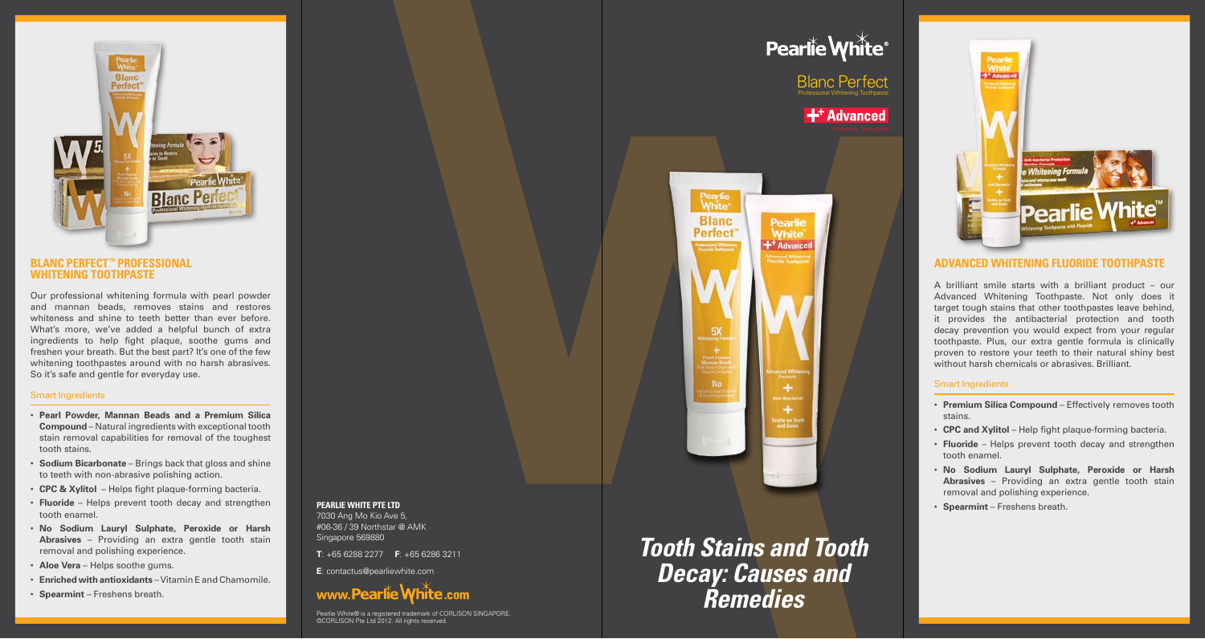## BLANC PERFECT™ PROFESSIONAL WHITENING TOOTHPASTE

Our professional whitening formula with pearl powder and mannan beads, removes stains and restores whiteness and shine to teeth better than ever before. What's more, we've added a helpful bunch of extra ingredients to help fight plaque, soothe gums and freshen your breath. But the best part? It's one of the few whitening toothpastes around with no harsh abrasives. So it's safe and gentle for everyday use.

### Smart Ingredients

- **Pearl Powder, Mannan Beads and a Premium Silica Compound** – Natural ingredients with exceptional tooth stain removal capabilities for removal of the toughest tooth stains.
- **Sodium Bicarbonate** – Brings back that gloss and shine to teeth with non-abrasive polishing action.
- **CPC & Xylitol** – Helps fight plaque-forming bacteria.
- **Fluoride** – Helps prevent tooth decay and strengthen tooth enamel.
- **No Sodium Lauryl Sulphate, Peroxide or Harsh Abrasives** – Providing an extra gentle tooth stain removal and polishing experience.
- **Aloe Vera** – Helps soothe gums.
- **Enriched with antioxidants** – Vitamin E and Chamomile.
- **Spearmint** – Freshens breath.

**PEARLIE WHITE PTE LTD**
7030 Ang Mo Kio Ave 5,
#06-36 / 39 Northstar @ AMK
Singapore 569880

**T**: +65 6288 2277 **F**: +65 6286 3211

**E**: contactus@pearliewhite.com

www.PearlieWhite.com

Pearlie White® is a registered trademark of CORLISON SINGAPORE.
©CORLISON Pte Ltd 2012. All rights reserved.

Pearlie White®

Blanc Perfect
Professional Whitening Toothpaste

+ Advanced
Whitening Toothpaste

# *Tooth Stains and Tooth Decay: Causes and Remedies*

## ADVANCED WHITENING FLUORIDE TOOTHPASTE

A brilliant smile starts with a brilliant product – our Advanced Whitening Toothpaste. Not only does it target tough stains that other toothpastes leave behind, it provides the antibacterial protection and tooth decay prevention you would expect from your regular toothpaste. Plus, our extra gentle formula is clinically proven to restore your teeth to their natural shiny best without harsh chemicals or abrasives. Brilliant.

### Smart Ingredients

- **Premium Silica Compound** – Effectively removes tooth stains.
- **CPC and Xylitol** – Help fight plaque-forming bacteria.
- **Fluoride** – Helps prevent tooth decay and strengthen tooth enamel.
- **No Sodium Lauryl Sulphate, Peroxide or Harsh Abrasives** – Providing an extra gentle tooth stain removal and polishing experience.
- **Spearmint** – Freshens breath.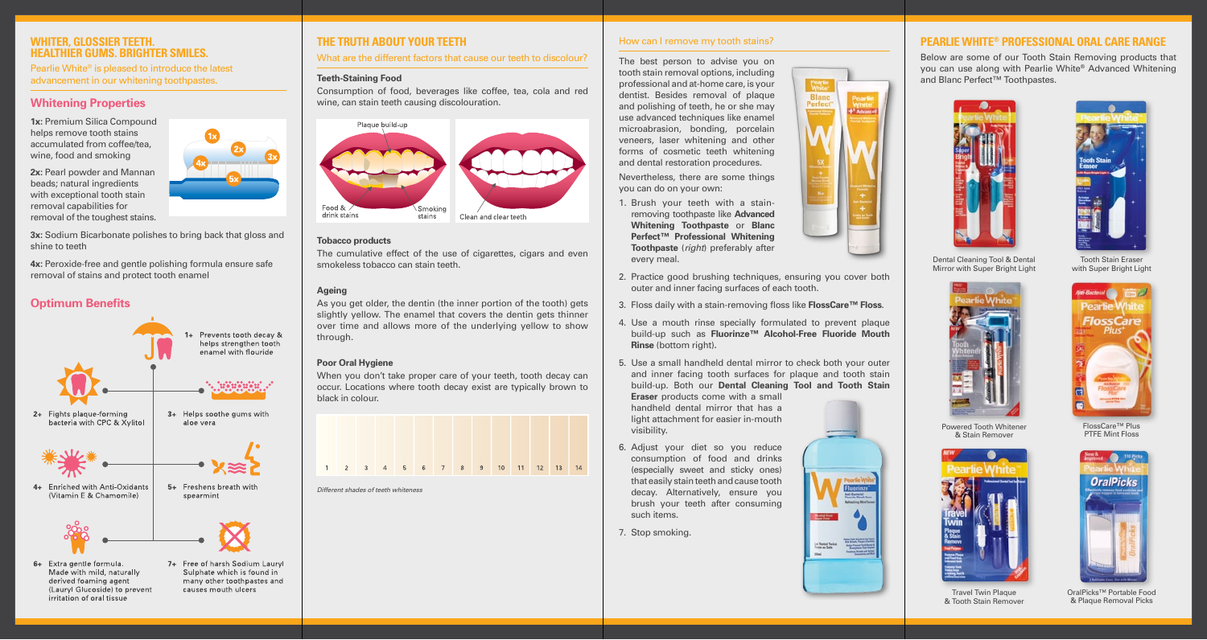## WHITER, GLOSSIER TEETH. HEALTHIER GUMS. BRIGHTER SMILES.

Pearlie White® is pleased to introduce the latest advancement in our whitening toothpastes.

### Whitening Properties

**1x:** Premium Silica Compound helps remove tooth stains accumulated from coffee/tea, wine, food and smoking

**2x:** Pearl powder and Mannan beads; natural ingredients with exceptional tooth stain removal capabilities for removal of the toughest stains.

**3x:** Sodium Bicarbonate polishes to bring back that gloss and shine to teeth

**4x:** Peroxide-free and gentle polishing formula ensure safe removal of stains and protect tooth enamel

1x
2x
3x
4x
5x

### Optimum Benefits

1+ Prevents tooth decay & helps strengthen tooth enamel with flouride

2+ Fights plaque-forming bacteria with CPC & Xylitol

3+ Helps soothe gums with aloe vera

4+ Enriched with Anti-Oxidants (Vitamin E & Chamomile)

5+ Freshens breath with spearmint

6+ Extra gentle formula. Made with mild, naturally derived foaming agent (Lauryl Glucoside) to prevent irritation of oral tissue

7+ Free of harsh Sodium Lauryl Sulphate which is found in many other toothpastes and causes mouth ulcers

## THE TRUTH ABOUT YOUR TEETH

What are the different factors that cause our teeth to discolour?

**Teeth-Staining Food**

Consumption of food, beverages like coffee, tea, cola and red wine, can stain teeth causing discolouration.

Plaque build-up
Food & drink stains
Smoking stains
Clean and clear teeth

**Tobacco products**

The cumulative effect of the use of cigarettes, cigars and even smokeless tobacco can stain teeth.

**Ageing**

As you get older, the dentin (the inner portion of the tooth) gets slightly yellow. The enamel that covers the dentin gets thinner over time and allows more of the underlying yellow to show through.

**Poor Oral Hygiene**

When you don't take proper care of your teeth, tooth decay can occur. Locations where tooth decay exist are typically brown to black in colour.

1 2 3 4 5 6 7 8 9 10 11 12 13 14

*Different shades of teeth whiteness*

### How can I remove my tooth stains?

The best person to advise you on tooth stain removal options, including professional and at-home care, is your dentist. Besides removal of plaque and polishing of teeth, he or she may use advanced techniques like enamel microabrasion, bonding, porcelain veneers, laser whitening and other forms of cosmetic teeth whitening and dental restoration procedures.

Nevertheless, there are some things you can do on your own:

1. Brush your teeth with a stain-removing toothpaste like **Advanced Whitening Toothpaste** or **Blanc Perfect™ Professional Whitening Toothpaste** (*right*) preferably after every meal.
2. Practice good brushing techniques, ensuring you cover both outer and inner facing surfaces of each tooth.
3. Floss daily with a stain-removing floss like **FlossCare™ Floss**.
4. Use a mouth rinse specially formulated to prevent plaque build-up such as **Fluorinze™ Alcohol-Free Fluoride Mouth Rinse** (bottom right).
5. Use a small handheld dental mirror to check both your outer and inner facing tooth surfaces for plaque and tooth stain build-up. Both our **Dental Cleaning Tool and Tooth Stain Eraser** products come with a small handheld dental mirror that has a light attachment for easier in-mouth visibility.
6. Adjust your diet so you reduce consumption of food and drinks (especially sweet and sticky ones) that easily stain teeth and cause tooth decay. Alternatively, ensure you brush your teeth after consuming such items.
7. Stop smoking.

## PEARLIE WHITE® PROFESSIONAL ORAL CARE RANGE

Below are some of our Tooth Stain Removing products that you can use along with Pearlie White® Advanced Whitening and Blanc Perfect™ Toothpastes.

Dental Cleaning Tool & Dental Mirror with Super Bright Light

Tooth Stain Eraser with Super Bright Light

Powered Tooth Whitener & Stain Remover

FlossCare™ Plus PTFE Mint Floss

Travel Twin Plaque & Tooth Stain Remover

OralPicks™ Portable Food & Plaque Removal Picks